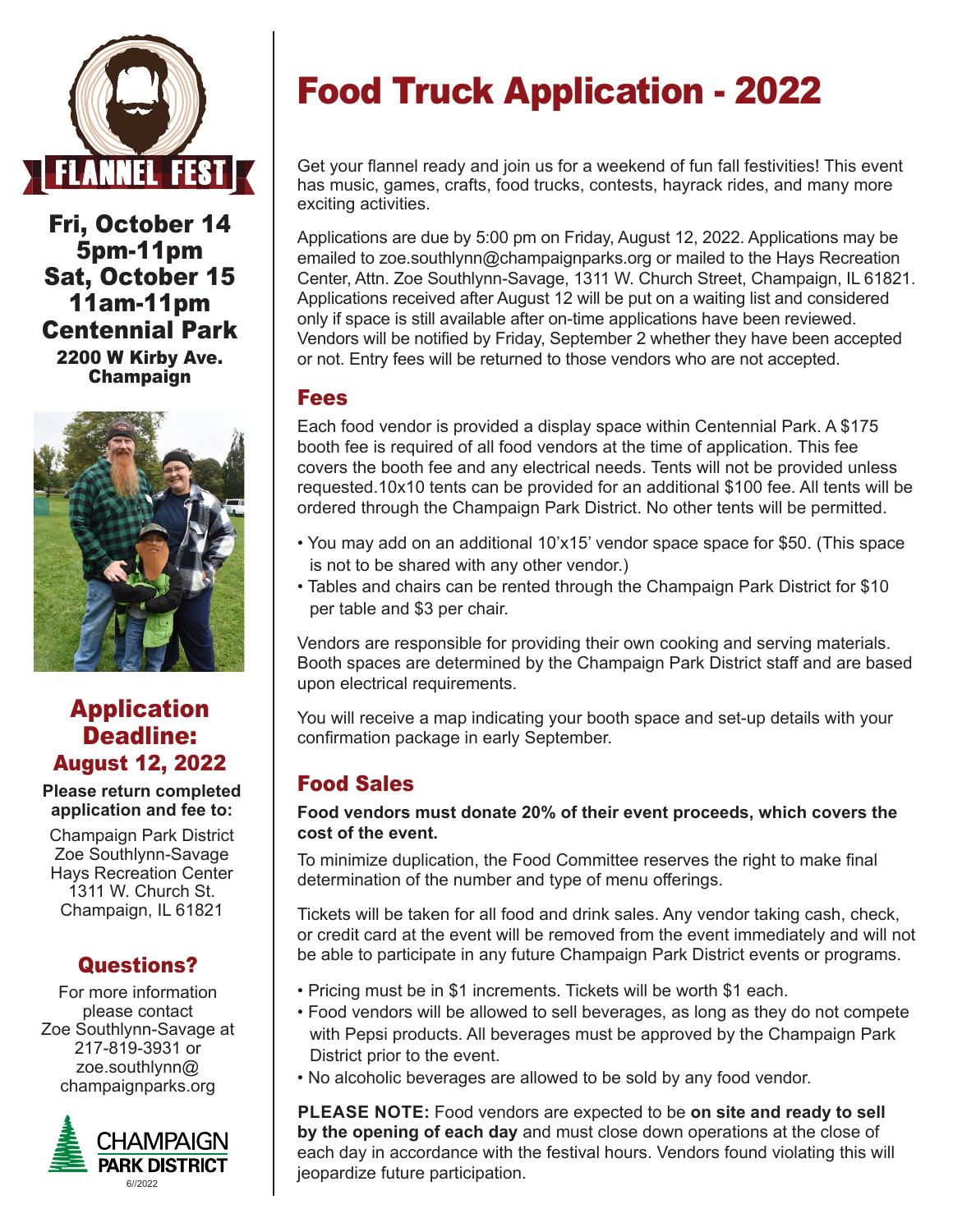# FLANNEL FEST

**Fri, October 14**
**5pm-11pm**
**Sat, October 15**
**11am-11pm**
**Centennial Park**
**2200 W Kirby Ave.**
**Champaign**

## Application Deadline:
## August 12, 2022

**Please return completed application and fee to:**

Champaign Park District
Zoe Southlynn-Savage
Hays Recreation Center
1311 W. Church St.
Champaign, IL 61821

## Questions?

For more information please contact Zoe Southlynn-Savage at 217-819-3931 or zoe.southlynn@champaignparks.org

CHAMPAIGN PARK DISTRICT

6//2022

# Food Truck Application - 2022

Get your flannel ready and join us for a weekend of fun fall festivities! This event has music, games, crafts, food trucks, contests, hayrack rides, and many more exciting activities.

Applications are due by 5:00 pm on Friday, August 12, 2022. Applications may be emailed to zoe.southlynn@champaignparks.org or mailed to the Hays Recreation Center, Attn. Zoe Southlynn-Savage, 1311 W. Church Street, Champaign, IL 61821. Applications received after August 12 will be put on a waiting list and considered only if space is still available after on-time applications have been reviewed. Vendors will be notified by Friday, September 2 whether they have been accepted or not. Entry fees will be returned to those vendors who are not accepted.

## Fees

Each food vendor is provided a display space within Centennial Park. A $175 booth fee is required of all food vendors at the time of application. This fee covers the booth fee and any electrical needs. Tents will not be provided unless requested.10x10 tents can be provided for an additional $100 fee. All tents will be ordered through the Champaign Park District. No other tents will be permitted.

- You may add on an additional 10'x15' vendor space space for $50. (This space is not to be shared with any other vendor.)
- Tables and chairs can be rented through the Champaign Park District for $10 per table and $3 per chair.

Vendors are responsible for providing their own cooking and serving materials. Booth spaces are determined by the Champaign Park District staff and are based upon electrical requirements.

You will receive a map indicating your booth space and set-up details with your confirmation package in early September.

## Food Sales

**Food vendors must donate 20% of their event proceeds, which covers the cost of the event.**

To minimize duplication, the Food Committee reserves the right to make final determination of the number and type of menu offerings.

Tickets will be taken for all food and drink sales. Any vendor taking cash, check, or credit card at the event will be removed from the event immediately and will not be able to participate in any future Champaign Park District events or programs.

- Pricing must be in $1 increments. Tickets will be worth $1 each.
- Food vendors will be allowed to sell beverages, as long as they do not compete with Pepsi products. All beverages must be approved by the Champaign Park District prior to the event.
- No alcoholic beverages are allowed to be sold by any food vendor.

**PLEASE NOTE:** Food vendors are expected to be **on site and ready to sell by the opening of each day** and must close down operations at the close of each day in accordance with the festival hours. Vendors found violating this will jeopardize future participation.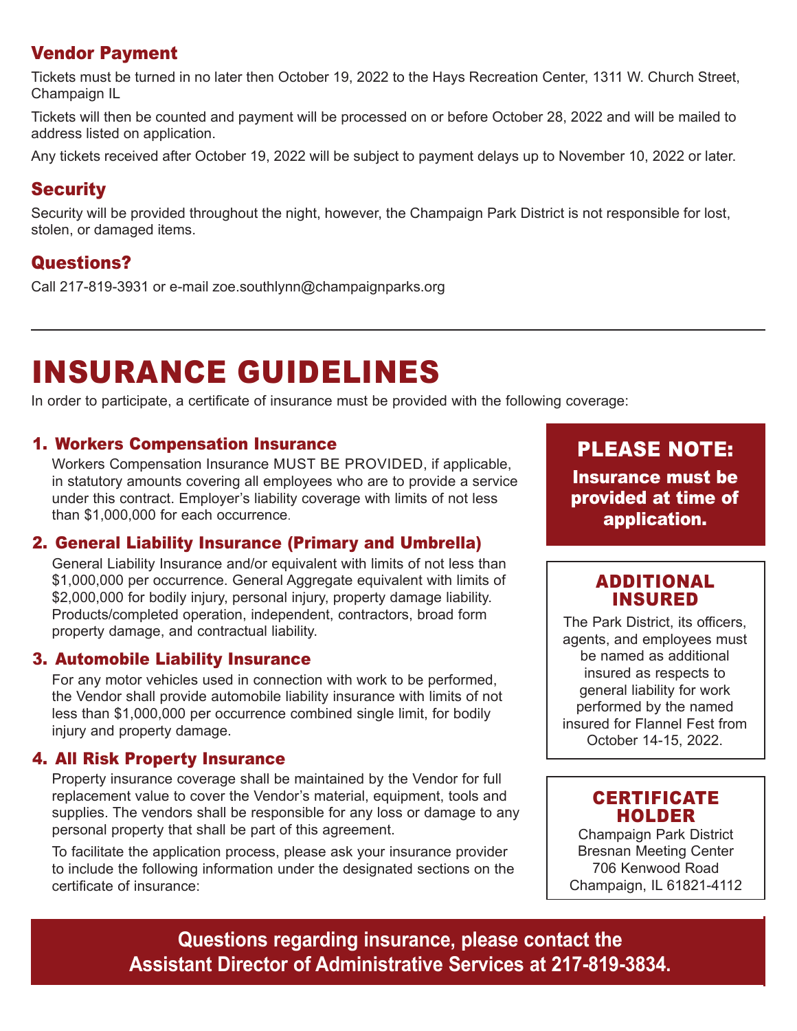## Vendor Payment

Tickets must be turned in no later then October 19, 2022 to the Hays Recreation Center, 1311 W. Church Street, Champaign IL

Tickets will then be counted and payment will be processed on or before October 28, 2022 and will be mailed to address listed on application.

Any tickets received after October 19, 2022 will be subject to payment delays up to November 10, 2022 or later.

## Security

Security will be provided throughout the night, however, the Champaign Park District is not responsible for lost, stolen, or damaged items.

## Questions?

Call 217-819-3931 or e-mail zoe.southlynn@champaignparks.org

---

# INSURANCE GUIDELINES

In order to participate, a certificate of insurance must be provided with the following coverage:

1. **Workers Compensation Insurance**
   Workers Compensation Insurance MUST BE PROVIDED, if applicable, in statutory amounts covering all employees who are to provide a service under this contract. Employer's liability coverage with limits of not less than $1,000,000 for each occurrence.

2. **General Liability Insurance (Primary and Umbrella)**
   General Liability Insurance and/or equivalent with limits of not less than $1,000,000 per occurrence. General Aggregate equivalent with limits of $2,000,000 for bodily injury, personal injury, property damage liability. Products/completed operation, independent, contractors, broad form property damage, and contractual liability.

3. **Automobile Liability Insurance**
   For any motor vehicles used in connection with work to be performed, the Vendor shall provide automobile liability insurance with limits of not less than $1,000,000 per occurrence combined single limit, for bodily injury and property damage.

4. **All Risk Property Insurance**
   Property insurance coverage shall be maintained by the Vendor for full replacement value to cover the Vendor's material, equipment, tools and supplies. The vendors shall be responsible for any loss or damage to any personal property that shall be part of this agreement.

   To facilitate the application process, please ask your insurance provider to include the following information under the designated sections on the certificate of insurance:

### PLEASE NOTE:

**Insurance must be provided at time of application.**

### ADDITIONAL INSURED

The Park District, its officers, agents, and employees must be named as additional insured as respects to general liability for work performed by the named insured for Flannel Fest from October 14-15, 2022.

### CERTIFICATE HOLDER

Champaign Park District
Bresnan Meeting Center
706 Kenwood Road
Champaign, IL 61821-4112

**Questions regarding insurance, please contact the Assistant Director of Administrative Services at 217-819-3834.**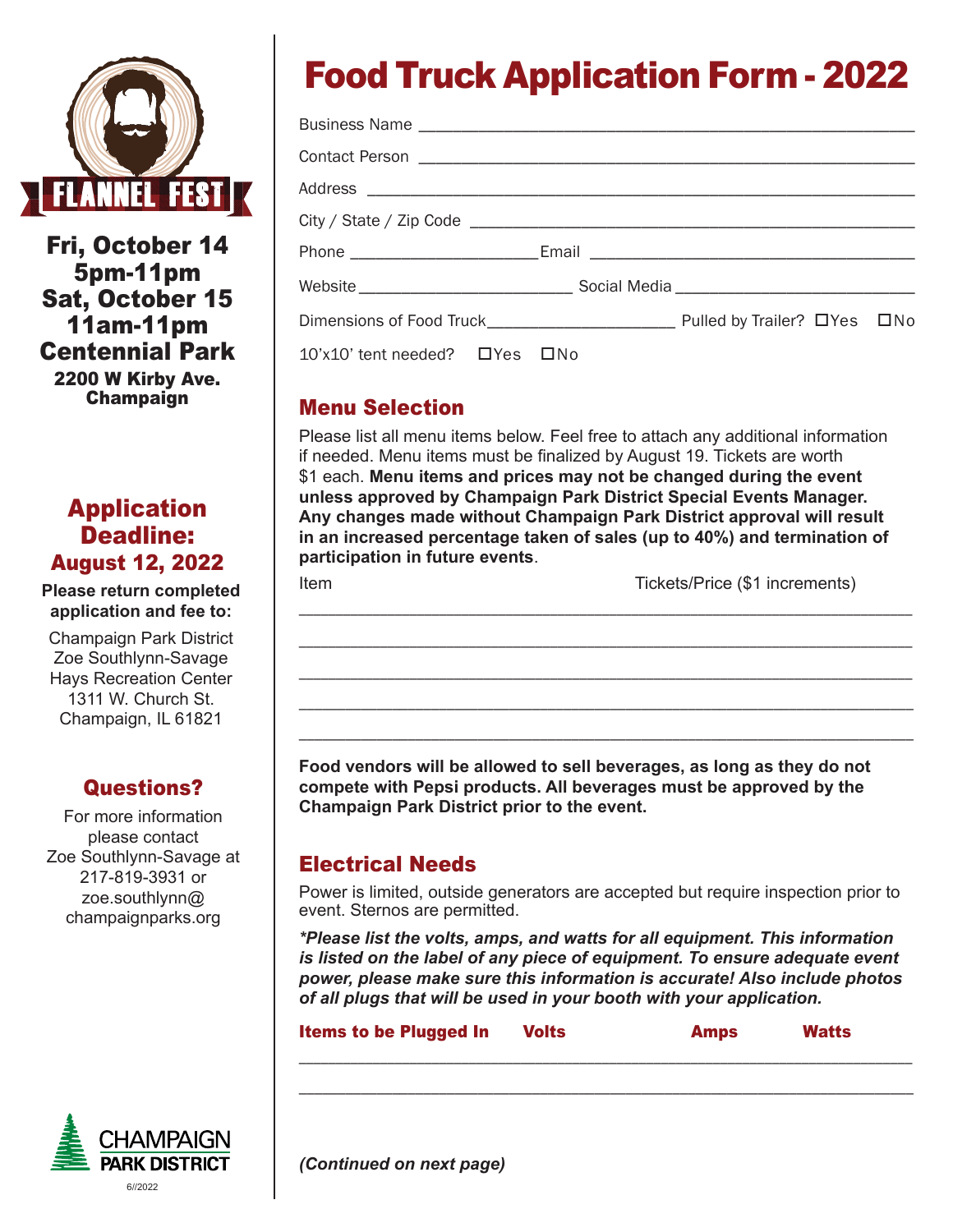FLANNEL FEST

**Fri, October 14**
**5pm-11pm**
**Sat, October 15**
**11am-11pm**
**Centennial Park**
**2200 W Kirby Ave.**
**Champaign**

## Application Deadline: August 12, 2022

**Please return completed application and fee to:**

Champaign Park District
Zoe Southlynn-Savage
Hays Recreation Center
1311 W. Church St.
Champaign, IL 61821

## Questions?

For more information please contact Zoe Southlynn-Savage at 217-819-3931 or zoe.southlynn@champaignparks.org

CHAMPAIGN PARK DISTRICT

6//2022

# Food Truck Application Form - 2022

Business Name ___________________________________________

Contact Person ___________________________________________

Address ___________________________________________

City / State / Zip Code ___________________________________________

Phone ____________________ Email ____________________

Website ____________________ Social Media ____________________

Dimensions of Food Truck____________________ Pulled by Trailer? ☐Yes ☐No

10'x10' tent needed? ☐Yes ☐No

## Menu Selection

Please list all menu items below. Feel free to attach any additional information if needed. Menu items must be finalized by August 19. Tickets are worth $1 each. **Menu items and prices may not be changed during the event unless approved by Champaign Park District Special Events Manager. Any changes made without Champaign Park District approval will result in an increased percentage taken of sales (up to 40%) and termination of participation in future events**.

| Item | Tickets/Price ($1 increments) |
|---|---|
| | |
| | |
| | |
| | |
| | |

**Food vendors will be allowed to sell beverages, as long as they do not compete with Pepsi products. All beverages must be approved by the Champaign Park District prior to the event.**

## Electrical Needs

Power is limited, outside generators are accepted but require inspection prior to event. Sternos are permitted.

***\*Please list the volts, amps, and watts for all equipment. This information is listed on the label of any piece of equipment. To ensure adequate event power, please make sure this information is accurate! Also include photos of all plugs that will be used in your booth with your application.***

| Items to be Plugged In | Volts | Amps | Watts |
|---|---|---|---|
| | | | |
| | | | |

***(Continued on next page)***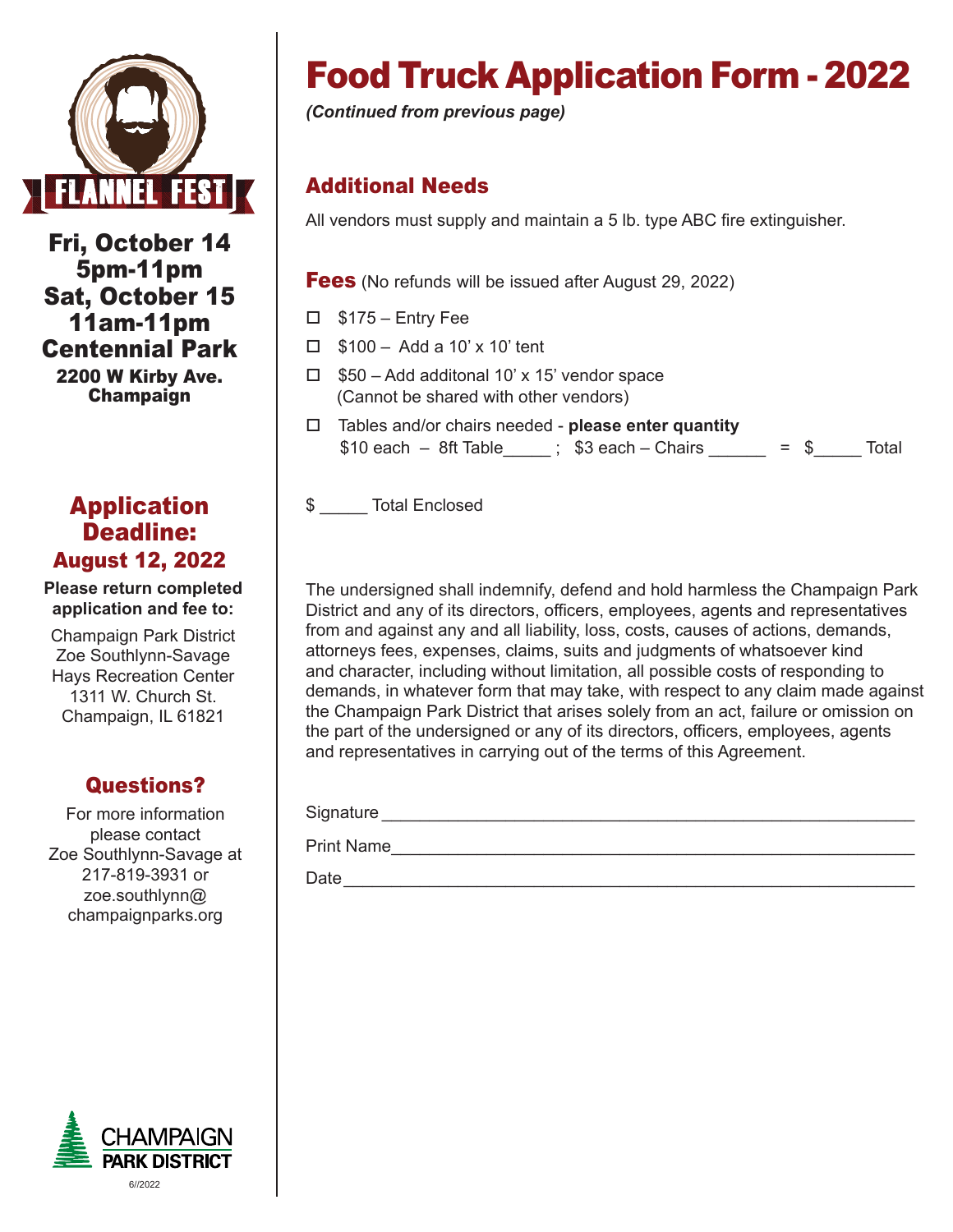FLANNEL FEST

**Fri, October 14**
**5pm-11pm**
**Sat, October 15**
**11am-11pm**
**Centennial Park**
**2200 W Kirby Ave.**
**Champaign**

## Application Deadline:
## August 12, 2022

**Please return completed application and fee to:**

Champaign Park District
Zoe Southlynn-Savage
Hays Recreation Center
1311 W. Church St.
Champaign, IL 61821

## Questions?

For more information please contact Zoe Southlynn-Savage at 217-819-3931 or zoe.southlynn@champaignparks.org

CHAMPAIGN PARK DISTRICT

6//2022

# Food Truck Application Form - 2022

*(Continued from previous page)*

## Additional Needs

All vendors must supply and maintain a 5 lb. type ABC fire extinguisher.

## Fees (No refunds will be issued after August 29, 2022)

- ☐ $175 – Entry Fee
- ☐ $100 – Add a 10' x 10' tent
- ☐ $50 – Add additonal 10' x 15' vendor space (Cannot be shared with other vendors)
- ☐ Tables and/or chairs needed - **please enter quantity**
  $10 each – 8ft Table_____ ; $3 each – Chairs ______ = $_____ Total

$ _____ Total Enclosed

The undersigned shall indemnify, defend and hold harmless the Champaign Park District and any of its directors, officers, employees, agents and representatives from and against any and all liability, loss, costs, causes of actions, demands, attorneys fees, expenses, claims, suits and judgments of whatsoever kind and character, including without limitation, all possible costs of responding to demands, in whatever form that may take, with respect to any claim made against the Champaign Park District that arises solely from an act, failure or omission on the part of the undersigned or any of its directors, officers, employees, agents and representatives in carrying out of the terms of this Agreement.

Signature ______________________________________________

Print Name ______________________________________________

Date ______________________________________________